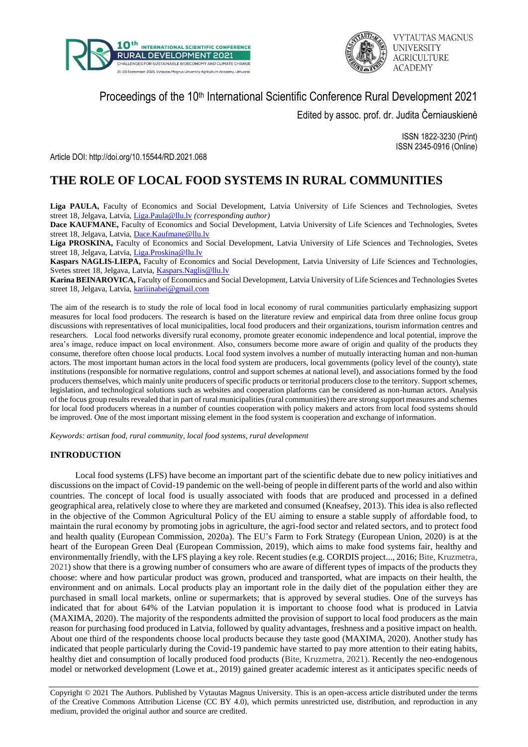Proceedings of the 10th International Scientific Conference Rural Development 2021

Edited by assoc. prof. dr. Judita Černiauskienė

ISSN 1822-3230 (Print)
ISSN 2345-0916 (Online)

Article DOI: http://doi.org/10.15544/RD.2021.068

# THE ROLE OF LOCAL FOOD SYSTEMS IN RURAL COMMUNITIES

**Liga PAULA,** Faculty of Economics and Social Development, Latvia University of Life Sciences and Technologies, Svetes street 18, Jelgava, Latvia, Liga.Paula@llu.lv *(corresponding author)*
**Dace KAUFMANE,** Faculty of Economics and Social Development, Latvia University of Life Sciences and Technologies, Svetes street 18, Jelgava, Latvia, Dace.Kaufmane@llu.lv
**Liga PROSKINA,** Faculty of Economics and Social Development, Latvia University of Life Sciences and Technologies, Svetes street 18, Jelgava, Latvia, Liga.Proskina@llu.lv
**Kaspars NAGLIS-LIEPA,** Faculty of Economics and Social Development, Latvia University of Life Sciences and Technologies, Svetes street 18, Jelgava, Latvia, Kaspars.Naglis@llu.lv
**Karina BEINAROVICA,** Faculty of Economics and Social Development, Latvia University of Life Sciences and Technologies Svetes street 18, Jelgava, Latvia, kariiinabei@gmail.com

The aim of the research is to study the role of local food in local economy of rural communities particularly emphasizing support measures for local food producers. The research is based on the literature review and empirical data from three online focus group discussions with representatives of local municipalities, local food producers and their organizations, tourism information centres and researchers. Local food networks diversify rural economy, promote greater economic independence and local potential, improve the area's image, reduce impact on local environment. Also, consumers become more aware of origin and quality of the products they consume, therefore often choose local products. Local food system involves a number of mutually interacting human and non-human actors. The most important human actors in the local food system are producers, local governments (policy level of the county), state institutions (responsible for normative regulations, control and support schemes at national level), and associations formed by the food producers themselves, which mainly unite producers of specific products or territorial producers close to the territory. Support schemes, legislation, and technological solutions such as websites and cooperation platforms can be considered as non-human actors. Analysis of the focus group results revealed that in part of rural municipalities (rural communities) there are strong support measures and schemes for local food producers whereas in a number of counties cooperation with policy makers and actors from local food systems should be improved. One of the most important missing element in the food system is cooperation and exchange of information.

*Keywords: artisan food, rural community, local food systems, rural development*

## INTRODUCTION

Local food systems (LFS) have become an important part of the scientific debate due to new policy initiatives and discussions on the impact of Covid-19 pandemic on the well-being of people in different parts of the world and also within countries. The concept of local food is usually associated with foods that are produced and processed in a defined geographical area, relatively close to where they are marketed and consumed (Kneafsey, 2013). This idea is also reflected in the objective of the Common Agricultural Policy of the EU aiming to ensure a stable supply of affordable food, to maintain the rural economy by promoting jobs in agriculture, the agri-food sector and related sectors, and to protect food and health quality (European Commission, 2020a). The EU's Farm to Fork Strategy (European Union, 2020) is at the heart of the European Green Deal (European Commission, 2019), which aims to make food systems fair, healthy and environmentally friendly, with the LFS playing a key role. Recent studies (e.g. CORDIS project..., 2016; Bite, Kruzmetra, 2021) show that there is a growing number of consumers who are aware of different types of impacts of the products they choose: where and how particular product was grown, produced and transported, what are impacts on their health, the environment and on animals. Local products play an important role in the daily diet of the population either they are purchased in small local markets, online or supermarkets; that is approved by several studies. One of the surveys has indicated that for about 64% of the Latvian population it is important to choose food what is produced in Latvia (MAXIMA, 2020). The majority of the respondents admitted the provision of support to local food producers as the main reason for purchasing food produced in Latvia, followed by quality advantages, freshness and a positive impact on health. About one third of the respondents choose local products because they taste good (MAXIMA, 2020). Another study has indicated that people particularly during the Covid-19 pandemic have started to pay more attention to their eating habits, healthy diet and consumption of locally produced food products (Bite, Kruzmetra, 2021). Recently the neo-endogenous model or networked development (Lowe et at., 2019) gained greater academic interest as it anticipates specific needs of

Copyright © 2021 The Authors. Published by Vytautas Magnus University. This is an open-access article distributed under the terms of the Creative Commons Attribution License (CC BY 4.0), which permits unrestricted use, distribution, and reproduction in any medium, provided the original author and source are credited.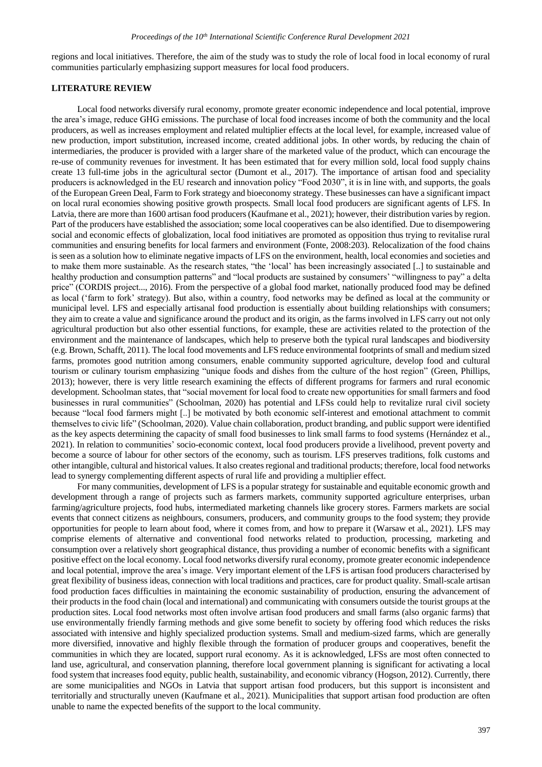regions and local initiatives. Therefore, the aim of the study was to study the role of local food in local economy of rural communities particularly emphasizing support measures for local food producers.

## LITERATURE REVIEW

Local food networks diversify rural economy, promote greater economic independence and local potential, improve the area's image, reduce GHG emissions. The purchase of local food increases income of both the community and the local producers, as well as increases employment and related multiplier effects at the local level, for example, increased value of new production, import substitution, increased income, created additional jobs. In other words, by reducing the chain of intermediaries, the producer is provided with a larger share of the marketed value of the product, which can encourage the re-use of community revenues for investment. It has been estimated that for every million sold, local food supply chains create 13 full-time jobs in the agricultural sector (Dumont et al., 2017). The importance of artisan food and speciality producers is acknowledged in the EU research and innovation policy "Food 2030", it is in line with, and supports, the goals of the European Green Deal, Farm to Fork strategy and bioeconomy strategy. These businesses can have a significant impact on local rural economies showing positive growth prospects. Small local food producers are significant agents of LFS. In Latvia, there are more than 1600 artisan food producers (Kaufmane et al., 2021); however, their distribution varies by region. Part of the producers have established the association; some local cooperatives can be also identified. Due to disempowering social and economic effects of globalization, local food initiatives are promoted as opposition thus trying to revitalise rural communities and ensuring benefits for local farmers and environment (Fonte, 2008:203). Relocalization of the food chains is seen as a solution how to eliminate negative impacts of LFS on the environment, health, local economies and societies and to make them more sustainable. As the research states, "the 'local' has been increasingly associated [..] to sustainable and healthy production and consumption patterns" and "local products are sustained by consumers' "willingness to pay" a delta price" (CORDIS project..., 2016). From the perspective of a global food market, nationally produced food may be defined as local ('farm to fork' strategy). But also, within a country, food networks may be defined as local at the community or municipal level. LFS and especially artisanal food production is essentially about building relationships with consumers; they aim to create a value and significance around the product and its origin, as the farms involved in LFS carry out not only agricultural production but also other essential functions, for example, these are activities related to the protection of the environment and the maintenance of landscapes, which help to preserve both the typical rural landscapes and biodiversity (e.g. Brown, Schafft, 2011). The local food movements and LFS reduce environmental footprints of small and medium sized farms, promotes good nutrition among consumers, enable community supported agriculture, develop food and cultural tourism or culinary tourism emphasizing "unique foods and dishes from the culture of the host region" (Green, Phillips, 2013); however, there is very little research examining the effects of different programs for farmers and rural economic development. Schoolman states, that "social movement for local food to create new opportunities for small farmers and food businesses in rural communities" (Schoolman, 2020) has potential and LFSs could help to revitalize rural civil society because "local food farmers might [..] be motivated by both economic self-interest and emotional attachment to commit themselves to civic life" (Schoolman, 2020). Value chain collaboration, product branding, and public support were identified as the key aspects determining the capacity of small food businesses to link small farms to food systems (Hernández et al., 2021). In relation to communities' socio-economic context, local food producers provide a livelihood, prevent poverty and become a source of labour for other sectors of the economy, such as tourism. LFS preserves traditions, folk customs and other intangible, cultural and historical values. It also creates regional and traditional products; therefore, local food networks lead to synergy complementing different aspects of rural life and providing a multiplier effect.

For many communities, development of LFS is a popular strategy for sustainable and equitable economic growth and development through a range of projects such as farmers markets, community supported agriculture enterprises, urban farming/agriculture projects, food hubs, intermediated marketing channels like grocery stores. Farmers markets are social events that connect citizens as neighbours, consumers, producers, and community groups to the food system; they provide opportunities for people to learn about food, where it comes from, and how to prepare it (Warsaw et al., 2021). LFS may comprise elements of alternative and conventional food networks related to production, processing, marketing and consumption over a relatively short geographical distance, thus providing a number of economic benefits with a significant positive effect on the local economy. Local food networks diversify rural economy, promote greater economic independence and local potential, improve the area's image. Very important element of the LFS is artisan food producers characterised by great flexibility of business ideas, connection with local traditions and practices, care for product quality. Small-scale artisan food production faces difficulties in maintaining the economic sustainability of production, ensuring the advancement of their products in the food chain (local and international) and communicating with consumers outside the tourist groups at the production sites. Local food networks most often involve artisan food producers and small farms (also organic farms) that use environmentally friendly farming methods and give some benefit to society by offering food which reduces the risks associated with intensive and highly specialized production systems. Small and medium-sized farms, which are generally more diversified, innovative and highly flexible through the formation of producer groups and cooperatives, benefit the communities in which they are located, support rural economy. As it is acknowledged, LFSs are most often connected to land use, agricultural, and conservation planning, therefore local government planning is significant for activating a local food system that increases food equity, public health, sustainability, and economic vibrancy (Hogson, 2012). Currently, there are some municipalities and NGOs in Latvia that support artisan food producers, but this support is inconsistent and territorially and structurally uneven (Kaufmane et al., 2021). Municipalities that support artisan food production are often unable to name the expected benefits of the support to the local community.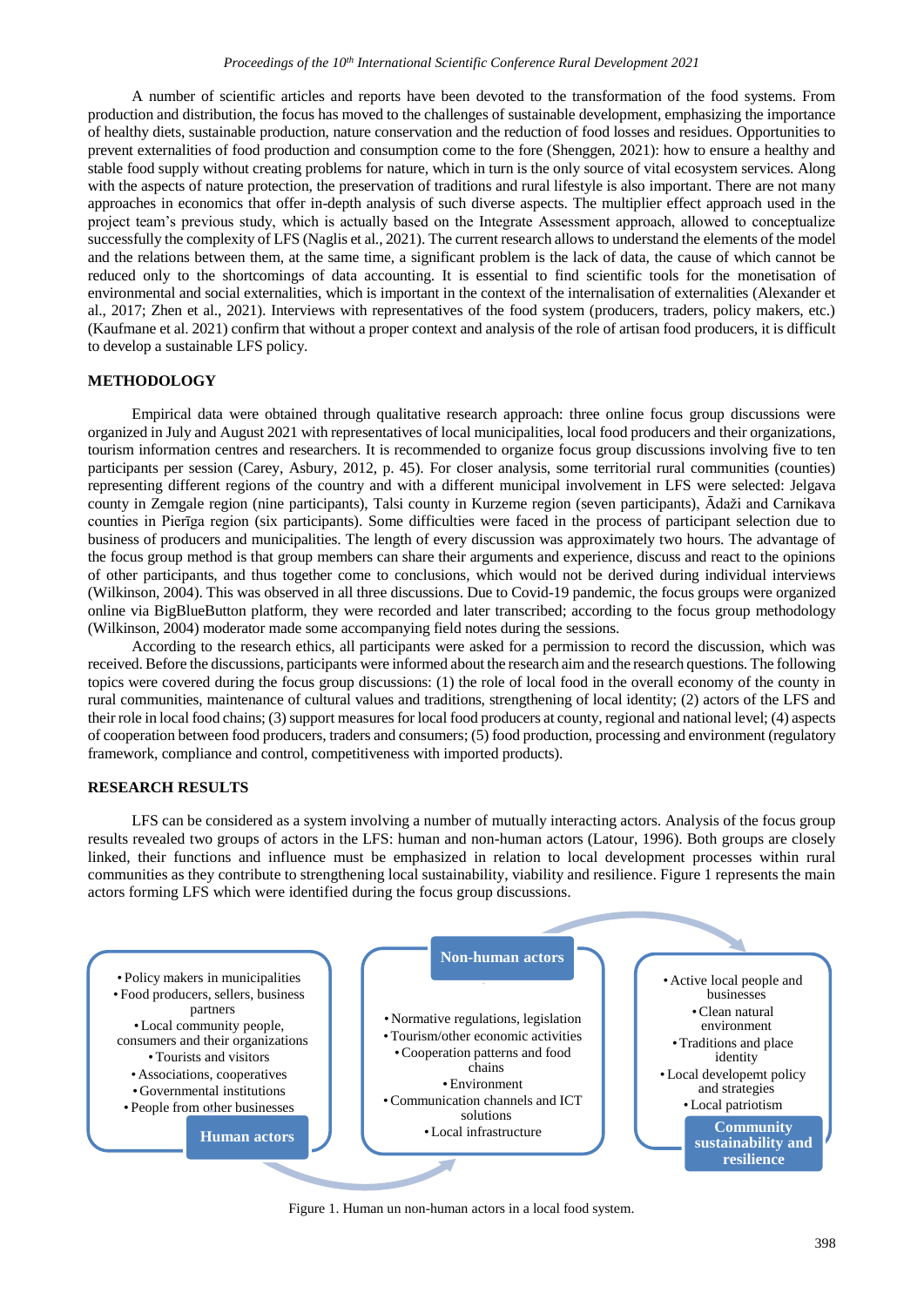A number of scientific articles and reports have been devoted to the transformation of the food systems. From production and distribution, the focus has moved to the challenges of sustainable development, emphasizing the importance of healthy diets, sustainable production, nature conservation and the reduction of food losses and residues. Opportunities to prevent externalities of food production and consumption come to the fore (Shenggen, 2021): how to ensure a healthy and stable food supply without creating problems for nature, which in turn is the only source of vital ecosystem services. Along with the aspects of nature protection, the preservation of traditions and rural lifestyle is also important. There are not many approaches in economics that offer in-depth analysis of such diverse aspects. The multiplier effect approach used in the project team's previous study, which is actually based on the Integrate Assessment approach, allowed to conceptualize successfully the complexity of LFS (Naglis et al., 2021). The current research allows to understand the elements of the model and the relations between them, at the same time, a significant problem is the lack of data, the cause of which cannot be reduced only to the shortcomings of data accounting. It is essential to find scientific tools for the monetisation of environmental and social externalities, which is important in the context of the internalisation of externalities (Alexander et al., 2017; Zhen et al., 2021). Interviews with representatives of the food system (producers, traders, policy makers, etc.) (Kaufmane et al. 2021) confirm that without a proper context and analysis of the role of artisan food producers, it is difficult to develop a sustainable LFS policy.

## METHODOLOGY

Empirical data were obtained through qualitative research approach: three online focus group discussions were organized in July and August 2021 with representatives of local municipalities, local food producers and their organizations, tourism information centres and researchers. It is recommended to organize focus group discussions involving five to ten participants per session (Carey, Asbury, 2012, p. 45). For closer analysis, some territorial rural communities (counties) representing different regions of the country and with a different municipal involvement in LFS were selected: Jelgava county in Zemgale region (nine participants), Talsi county in Kurzeme region (seven participants), Ādaži and Carnikava counties in Pierīga region (six participants). Some difficulties were faced in the process of participant selection due to business of producers and municipalities. The length of every discussion was approximately two hours. The advantage of the focus group method is that group members can share their arguments and experience, discuss and react to the opinions of other participants, and thus together come to conclusions, which would not be derived during individual interviews (Wilkinson, 2004). This was observed in all three discussions. Due to Covid-19 pandemic, the focus groups were organized online via BigBlueButton platform, they were recorded and later transcribed; according to the focus group methodology (Wilkinson, 2004) moderator made some accompanying field notes during the sessions.

According to the research ethics, all participants were asked for a permission to record the discussion, which was received. Before the discussions, participants were informed about the research aim and the research questions. The following topics were covered during the focus group discussions: (1) the role of local food in the overall economy of the county in rural communities, maintenance of cultural values and traditions, strengthening of local identity; (2) actors of the LFS and their role in local food chains; (3) support measures for local food producers at county, regional and national level; (4) aspects of cooperation between food producers, traders and consumers; (5) food production, processing and environment (regulatory framework, compliance and control, competitiveness with imported products).

## RESEARCH RESULTS

LFS can be considered as a system involving a number of mutually interacting actors. Analysis of the focus group results revealed two groups of actors in the LFS: human and non-human actors (Latour, 1996). Both groups are closely linked, their functions and influence must be emphasized in relation to local development processes within rural communities as they contribute to strengthening local sustainability, viability and resilience. Figure 1 represents the main actors forming LFS which were identified during the focus group discussions.

**Human actors**
- Policy makers in municipalities
- Food producers, sellers, business partners
- Local community people, consumers and their organizations
- Tourists and visitors
- Associations, cooperatives
- Governmental institutions
- People from other businesses

**Non-human actors**
- Normative regulations, legislation
- Tourism/other economic activities
- Cooperation patterns and food chains
- Environment
- Communication channels and ICT solutions
- Local infrastructure

**Community sustainability and resilience**
- Active local people and businesses
- Clean natural environment
- Traditions and place identity
- Local developept policy and strategies
- Local patriotism

Figure 1. Human un non-human actors in a local food system.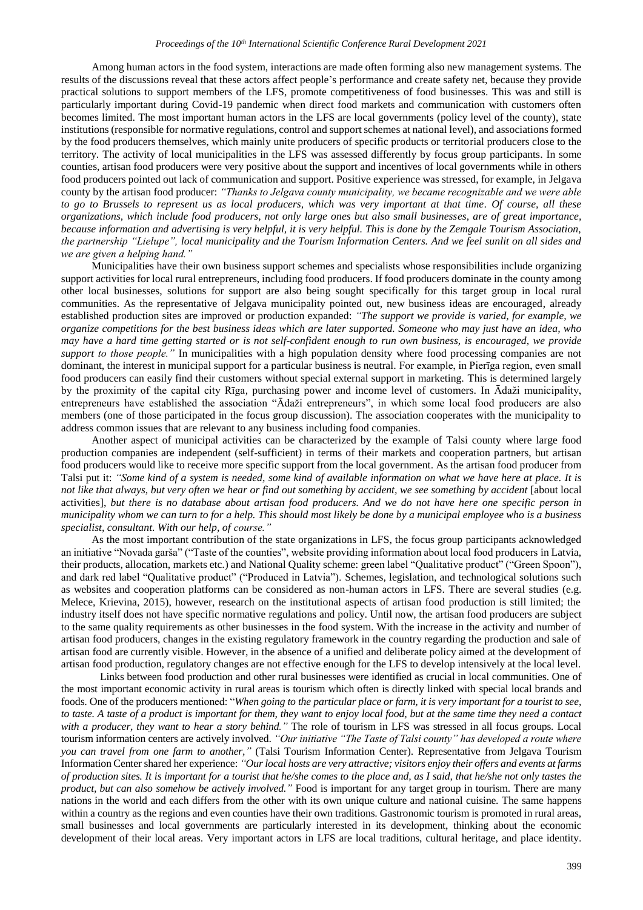Among human actors in the food system, interactions are made often forming also new management systems. The results of the discussions reveal that these actors affect people's performance and create safety net, because they provide practical solutions to support members of the LFS, promote competitiveness of food businesses. This was and still is particularly important during Covid-19 pandemic when direct food markets and communication with customers often becomes limited. The most important human actors in the LFS are local governments (policy level of the county), state institutions (responsible for normative regulations, control and support schemes at national level), and associations formed by the food producers themselves, which mainly unite producers of specific products or territorial producers close to the territory. The activity of local municipalities in the LFS was assessed differently by focus group participants. In some counties, artisan food producers were very positive about the support and incentives of local governments while in others food producers pointed out lack of communication and support. Positive experience was stressed, for example, in Jelgava county by the artisan food producer: *"Thanks to Jelgava county municipality, we became recognizable and we were able to go to Brussels to represent us as local producers, which was very important at that time. Of course, all these organizations, which include food producers, not only large ones but also small businesses, are of great importance, because information and advertising is very helpful, it is very helpful. This is done by the Zemgale Tourism Association, the partnership "Lielupe", local municipality and the Tourism Information Centers. And we feel sunlit on all sides and we are given a helping hand."*

Municipalities have their own business support schemes and specialists whose responsibilities include organizing support activities for local rural entrepreneurs, including food producers. If food producers dominate in the county among other local businesses, solutions for support are also being sought specifically for this target group in local rural communities. As the representative of Jelgava municipality pointed out, new business ideas are encouraged, already established production sites are improved or production expanded: *"The support we provide is varied, for example, we organize competitions for the best business ideas which are later supported. Someone who may just have an idea, who may have a hard time getting started or is not self-confident enough to run own business, is encouraged, we provide support to those people."* In municipalities with a high population density where food processing companies are not dominant, the interest in municipal support for a particular business is neutral. For example, in Pierīga region, even small food producers can easily find their customers without special external support in marketing. This is determined largely by the proximity of the capital city Rīga, purchasing power and income level of customers. In Ādaži municipality, entrepreneurs have established the association "Ādaži entrepreneurs", in which some local food producers are also members (one of those participated in the focus group discussion). The association cooperates with the municipality to address common issues that are relevant to any business including food companies.

Another aspect of municipal activities can be characterized by the example of Talsi county where large food production companies are independent (self-sufficient) in terms of their markets and cooperation partners, but artisan food producers would like to receive more specific support from the local government. As the artisan food producer from Talsi put it: *"Some kind of a system is needed, some kind of available information on what we have here at place. It is not like that always, but very often we hear or find out something by accident, we see something by accident* [about local activities], *but there is no database about artisan food producers. And we do not have here one specific person in municipality whom we can turn to for a help. This should most likely be done by a municipal employee who is a business specialist, consultant. With our help, of course."*

As the most important contribution of the state organizations in LFS, the focus group participants acknowledged an initiative "Novada garša" ("Taste of the counties", website providing information about local food producers in Latvia, their products, allocation, markets etc.) and National Quality scheme: green label "Qualitative product" ("Green Spoon"), and dark red label "Qualitative product" ("Produced in Latvia"). Schemes, legislation, and technological solutions such as websites and cooperation platforms can be considered as non-human actors in LFS. There are several studies (e.g. Melece, Krievina, 2015), however, research on the institutional aspects of artisan food production is still limited; the industry itself does not have specific normative regulations and policy. Until now, the artisan food producers are subject to the same quality requirements as other businesses in the food system. With the increase in the activity and number of artisan food producers, changes in the existing regulatory framework in the country regarding the production and sale of artisan food are currently visible. However, in the absence of a unified and deliberate policy aimed at the development of artisan food production, regulatory changes are not effective enough for the LFS to develop intensively at the local level.

Links between food production and other rural businesses were identified as crucial in local communities. One of the most important economic activity in rural areas is tourism which often is directly linked with special local brands and foods. One of the producers mentioned: "*When going to the particular place or farm, it is very important for a tourist to see, to taste. A taste of a product is important for them, they want to enjoy local food, but at the same time they need a contact with a producer, they want to hear a story behind."* The role of tourism in LFS was stressed in all focus groups. Local tourism information centers are actively involved. *"Our initiative "The Taste of Talsi county" has developed a route where you can travel from one farm to another,"* (Talsi Tourism Information Center). Representative from Jelgava Tourism Information Center shared her experience: *"Our local hosts are very attractive; visitors enjoy their offers and events at farms of production sites. It is important for a tourist that he/she comes to the place and, as I said, that he/she not only tastes the product, but can also somehow be actively involved."* Food is important for any target group in tourism. There are many nations in the world and each differs from the other with its own unique culture and national cuisine. The same happens within a country as the regions and even counties have their own traditions. Gastronomic tourism is promoted in rural areas, small businesses and local governments are particularly interested in its development, thinking about the economic development of their local areas. Very important actors in LFS are local traditions, cultural heritage, and place identity.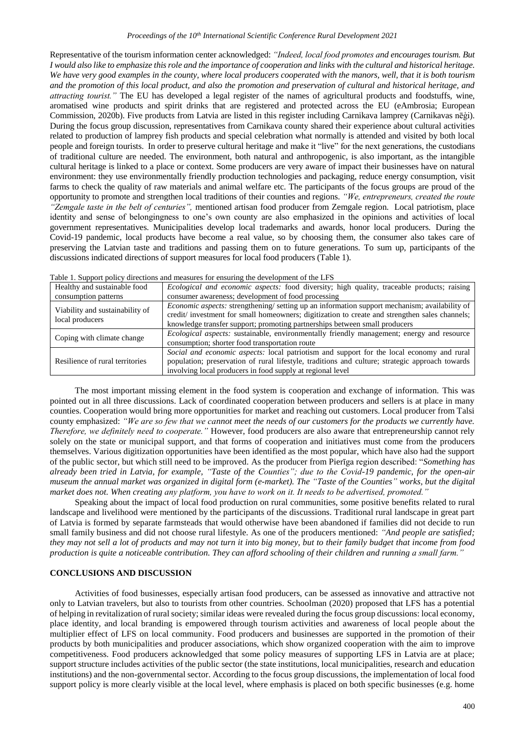Representative of the tourism information center acknowledged: *"Indeed, local food promotes and encourages tourism. But I would also like to emphasize this role and the importance of cooperation and links with the cultural and historical heritage. We have very good examples in the county, where local producers cooperated with the manors, well, that it is both tourism and the promotion of this local product, and also the promotion and preservation of cultural and historical heritage, and attracting tourist."* The EU has developed a legal register of the names of agricultural products and foodstuffs, wine, aromatised wine products and spirit drinks that are registered and protected across the EU (eAmbrosia; European Commission, 2020b). Five products from Latvia are listed in this register including Carnikava lamprey (Carnikavas nēģi). During the focus group discussion, representatives from Carnikava county shared their experience about cultural activities related to production of lamprey fish products and special celebration what normally is attended and visited by both local people and foreign tourists. In order to preserve cultural heritage and make it "live" for the next generations, the custodians of traditional culture are needed. The environment, both natural and anthropogenic, is also important, as the intangible cultural heritage is linked to a place or context. Some producers are very aware of impact their businesses have on natural environment: they use environmentally friendly production technologies and packaging, reduce energy consumption, visit farms to check the quality of raw materials and animal welfare etc. The participants of the focus groups are proud of the opportunity to promote and strengthen local traditions of their counties and regions. *"We, entrepreneurs, created the route "Zemgale taste in the belt of centuries",* mentioned artisan food producer from Zemgale region. Local patriotism, place identity and sense of belongingness to one's own county are also emphasized in the opinions and activities of local government representatives. Municipalities develop local trademarks and awards, honor local producers. During the Covid-19 pandemic, local products have become a real value, so by choosing them, the consumer also takes care of preserving the Latvian taste and traditions and passing them on to future generations. To sum up, participants of the discussions indicated directions of support measures for local food producers (Table 1).

Table 1. Support policy directions and measures for ensuring the development of the LFS

| Healthy and sustainable food consumption patterns | *Ecological and economic aspects:* food diversity; high quality, traceable products; raising consumer awareness; development of food processing |
|---|---|
| Viability and sustainability of local producers | *Economic aspects:* strengthening/ setting up an information support mechanism; availability of credit/ investment for small homeowners; digitization to create and strengthen sales channels; knowledge transfer support; promoting partnerships between small producers |
| Coping with climate change | *Ecological aspects:* sustainable, environmentally friendly management; energy and resource consumption; shorter food transportation route |
| Resilience of rural territories | *Social and economic aspects:* local patriotism and support for the local economy and rural population; preservation of rural lifestyle, traditions and culture; strategic approach towards involving local producers in food supply at regional level |

The most important missing element in the food system is cooperation and exchange of information. This was pointed out in all three discussions. Lack of coordinated cooperation between producers and sellers is at place in many counties. Cooperation would bring more opportunities for market and reaching out customers. Local producer from Talsi county emphasized: *"We are so few that we cannot meet the needs of our customers for the products we currently have. Therefore, we definitely need to cooperate."* However, food producers are also aware that entrepreneurship cannot rely solely on the state or municipal support, and that forms of cooperation and initiatives must come from the producers themselves. Various digitization opportunities have been identified as the most popular, which have also had the support of the public sector, but which still need to be improved. As the producer from Pierīga region described: "*Something has already been tried in Latvia, for example, "Taste of the Counties"; due to the Covid-19 pandemic, for the open-air museum the annual market was organized in digital form (e-market). The "Taste of the Counties" works, but the digital market does not. When creating any platform, you have to work on it. It needs to be advertised, promoted."*

Speaking about the impact of local food production on rural communities, some positive benefits related to rural landscape and livelihood were mentioned by the participants of the discussions. Traditional rural landscape in great part of Latvia is formed by separate farmsteads that would otherwise have been abandoned if families did not decide to run small family business and did not choose rural lifestyle. As one of the producers mentioned: *"And people are satisfied; they may not sell a lot of products and may not turn it into big money, but to their family budget that income from food production is quite a noticeable contribution. They can afford schooling of their children and running a small farm."*

## CONCLUSIONS AND DISCUSSION

Activities of food businesses, especially artisan food producers, can be assessed as innovative and attractive not only to Latvian travelers, but also to tourists from other countries. Schoolman (2020) proposed that LFS has a potential of helping in revitalization of rural society; similar ideas were revealed during the focus group discussions: local economy, place identity, and local branding is empowered through tourism activities and awareness of local people about the multiplier effect of LFS on local community. Food producers and businesses are supported in the promotion of their products by both municipalities and producer associations, which show organized cooperation with the aim to improve competitiveness. Food producers acknowledged that some policy measures of supporting LFS in Latvia are at place; support structure includes activities of the public sector (the state institutions, local municipalities, research and education institutions) and the non-governmental sector. According to the focus group discussions, the implementation of local food support policy is more clearly visible at the local level, where emphasis is placed on both specific businesses (e.g. home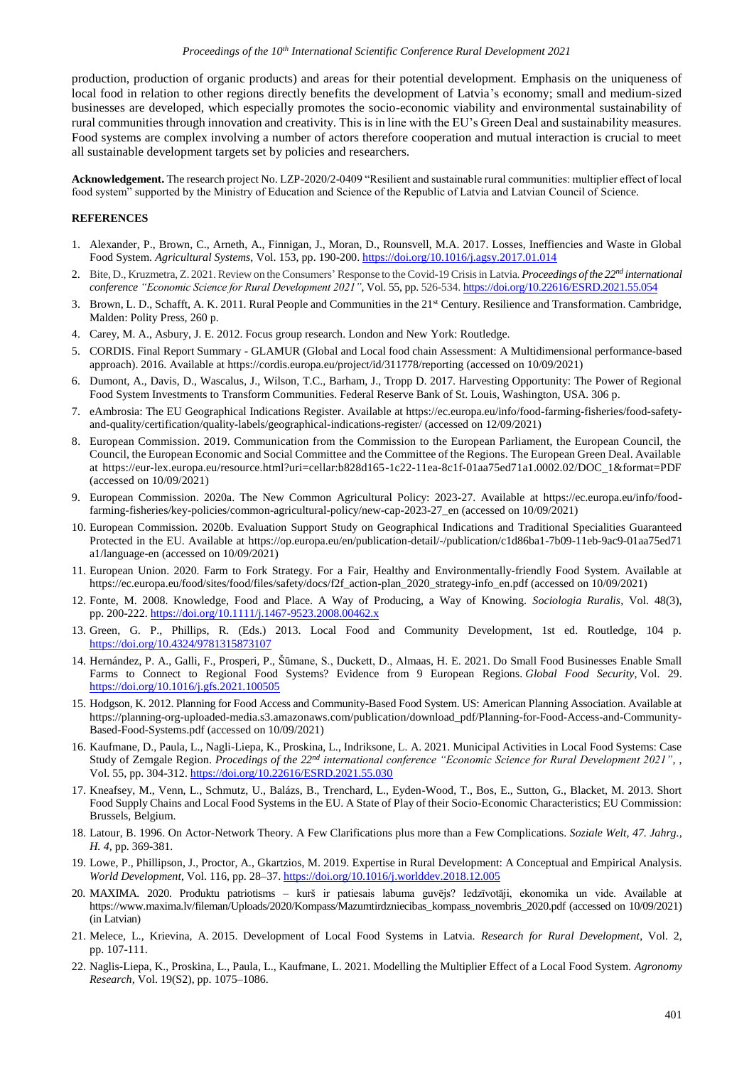production, production of organic products) and areas for their potential development. Emphasis on the uniqueness of local food in relation to other regions directly benefits the development of Latvia's economy; small and medium-sized businesses are developed, which especially promotes the socio-economic viability and environmental sustainability of rural communities through innovation and creativity. This is in line with the EU's Green Deal and sustainability measures. Food systems are complex involving a number of actors therefore cooperation and mutual interaction is crucial to meet all sustainable development targets set by policies and researchers.

**Acknowledgement.** The research project No. LZP-2020/2-0409 "Resilient and sustainable rural communities: multiplier effect of local food system" supported by the Ministry of Education and Science of the Republic of Latvia and Latvian Council of Science.

## REFERENCES

1. Alexander, P., Brown, C., Arneth, A., Finnigan, J., Moran, D., Rounsvell, M.A. 2017. Losses, Ineffiencies and Waste in Global Food System. *Agricultural Systems*, Vol. 153, pp. 190-200. https://doi.org/10.1016/j.agsy.2017.01.014
2. Bite, D., Kruzmetra, Z. 2021. Review on the Consumers' Response to the Covid-19 Crisis in Latvia. *Proceedings of the 22nd international conference "Economic Science for Rural Development 2021"*, Vol. 55, pp. 526-534. https://doi.org/10.22616/ESRD.2021.55.054
3. Brown, L. D., Schafft, A. K. 2011. Rural People and Communities in the 21st Century. Resilience and Transformation. Cambridge, Malden: Polity Press, 260 p.
4. Carey, M. A., Asbury, J. E. 2012. Focus group research. London and New York: Routledge.
5. CORDIS. Final Report Summary - GLAMUR (Global and Local food chain Assessment: A Multidimensional performance-based approach). 2016. Available at https://cordis.europa.eu/project/id/311778/reporting (accessed on 10/09/2021)
6. Dumont, A., Davis, D., Wascalus, J., Wilson, T.C., Barham, J., Tropp D. 2017. Harvesting Opportunity: The Power of Regional Food System Investments to Transform Communities. Federal Reserve Bank of St. Louis, Washington, USA. 306 p.
7. eAmbrosia: The EU Geographical Indications Register. Available at https://ec.europa.eu/info/food-farming-fisheries/food-safety-and-quality/certification/quality-labels/geographical-indications-register/ (accessed on 12/09/2021)
8. European Commission. 2019. Communication from the Commission to the European Parliament, the European Council, the Council, the European Economic and Social Committee and the Committee of the Regions. The European Green Deal. Available at https://eur-lex.europa.eu/resource.html?uri=cellar:b828d165-1c22-11ea-8c1f-01aa75ed71a1.0002.02/DOC_1&format=PDF (accessed on 10/09/2021)
9. European Commission. 2020a. The New Common Agricultural Policy: 2023-27. Available at https://ec.europa.eu/info/food-farming-fisheries/key-policies/common-agricultural-policy/new-cap-2023-27_en (accessed on 10/09/2021)
10. European Commission. 2020b. Evaluation Support Study on Geographical Indications and Traditional Specialities Guaranteed Protected in the EU. Available at https://op.europa.eu/en/publication-detail/-/publication/c1d86ba1-7b09-11eb-9ac9-01aa75ed71a1/language-en (accessed on 10/09/2021)
11. European Union. 2020. Farm to Fork Strategy. For a Fair, Healthy and Environmentally-friendly Food System. Available at https://ec.europa.eu/food/sites/food/files/safety/docs/f2f_action-plan_2020_strategy-info_en.pdf (accessed on 10/09/2021)
12. Fonte, M. 2008. Knowledge, Food and Place. A Way of Producing, a Way of Knowing. *Sociologia Ruralis*, Vol. 48(3), pp. 200-222. https://doi.org/10.1111/j.1467-9523.2008.00462.x
13. Green, G. P., Phillips, R. (Eds.) 2013. Local Food and Community Development, 1st ed. Routledge, 104 p. https://doi.org/10.4324/9781315873107
14. Hernández, P. A., Galli, F., Prosperi, P., Šūmane, S., Duckett, D., Almaas, H. E. 2021. Do Small Food Businesses Enable Small Farms to Connect to Regional Food Systems? Evidence from 9 European Regions. *Global Food Security*, Vol. 29. https://doi.org/10.1016/j.gfs.2021.100505
15. Hodgson, K. 2012. Planning for Food Access and Community-Based Food System. US: American Planning Association. Available at https://planning-org-uploaded-media.s3.amazonaws.com/publication/download_pdf/Planning-for-Food-Access-and-Community-Based-Food-Systems.pdf (accessed on 10/09/2021)
16. Kaufmane, D., Paula, L., Nagli-Liepa, K., Proskina, L., Indriksone, L. A. 2021. Municipal Activities in Local Food Systems: Case Study of Zemgale Region. *Procedings of the 22nd international conference "Economic Science for Rural Development 2021"*, , Vol. 55, pp. 304-312. https://doi.org/10.22616/ESRD.2021.55.030
17. Kneafsey, M., Venn, L., Schmutz, U., Balázs, B., Trenchard, L., Eyden-Wood, T., Bos, E., Sutton, G., Blacket, M. 2013. Short Food Supply Chains and Local Food Systems in the EU. A State of Play of their Socio-Economic Characteristics; EU Commission: Brussels, Belgium.
18. Latour, B. 1996. On Actor-Network Theory. A Few Clarifications plus more than a Few Complications. *Soziale Welt, 47. Jahrg., H. 4*, pp. 369-381.
19. Lowe, P., Phillipson, J., Proctor, A., Gkartzios, M. 2019. Expertise in Rural Development: A Conceptual and Empirical Analysis. *World Development*, Vol. 116, pp. 28–37. https://doi.org/10.1016/j.worlddev.2018.12.005
20. MAXIMA. 2020. Produktu patriotisms – kurš ir patiesais labuma guvējs? Iedzīvotāji, ekonomika un vide. Available at https://www.maxima.lv/fileman/Uploads/2020/Kompass/Mazumtirdzniecibas_kompass_novembris_2020.pdf (accessed on 10/09/2021) (in Latvian)
21. Melece, L., Krievina, A. 2015. Development of Local Food Systems in Latvia. *Research for Rural Development*, Vol. 2, pp. 107-111.
22. Naglis-Liepa, K., Proskina, L., Paula, L., Kaufmane, L. 2021. Modelling the Multiplier Effect of a Local Food System. *Agronomy Research*, Vol. 19(S2), pp. 1075–1086.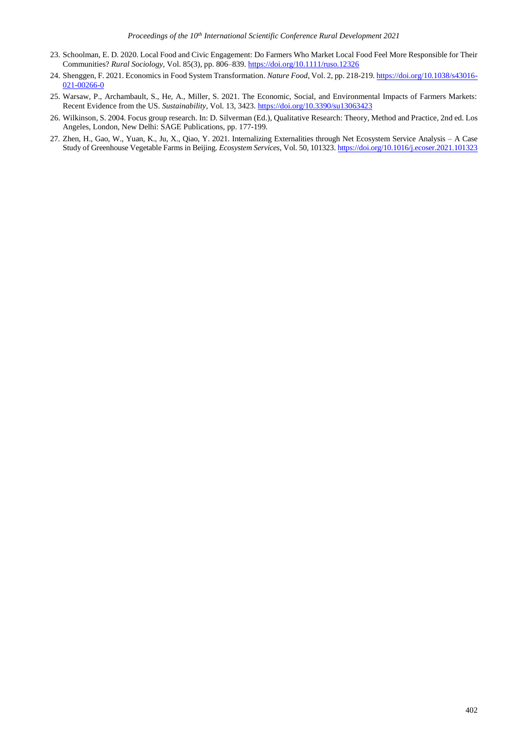23. Schoolman, E. D. 2020. Local Food and Civic Engagement: Do Farmers Who Market Local Food Feel More Responsible for Their Communities? *Rural Sociology*, Vol. 85(3), pp. 806–839. https://doi.org/10.1111/ruso.12326
24. Shenggen, F. 2021. Economics in Food System Transformation. *Nature Food*, Vol. 2, pp. 218-219. https://doi.org/10.1038/s43016-021-00266-0
25. Warsaw, P., Archambault, S., He, A., Miller, S. 2021. The Economic, Social, and Environmental Impacts of Farmers Markets: Recent Evidence from the US. *Sustainability*, Vol. 13, 3423. https://doi.org/10.3390/su13063423
26. Wilkinson, S. 2004. Focus group research. In: D. Silverman (Ed.), Qualitative Research: Theory, Method and Practice, 2nd ed. Los Angeles, London, New Delhi: SAGE Publications, pp. 177-199.
27. Zhen, H., Gao, W., Yuan, K., Ju, X., Qiao, Y. 2021. Internalizing Externalities through Net Ecosystem Service Analysis – A Case Study of Greenhouse Vegetable Farms in Beijing. *Ecosystem Services*, Vol. 50, 101323. https://doi.org/10.1016/j.ecoser.2021.101323